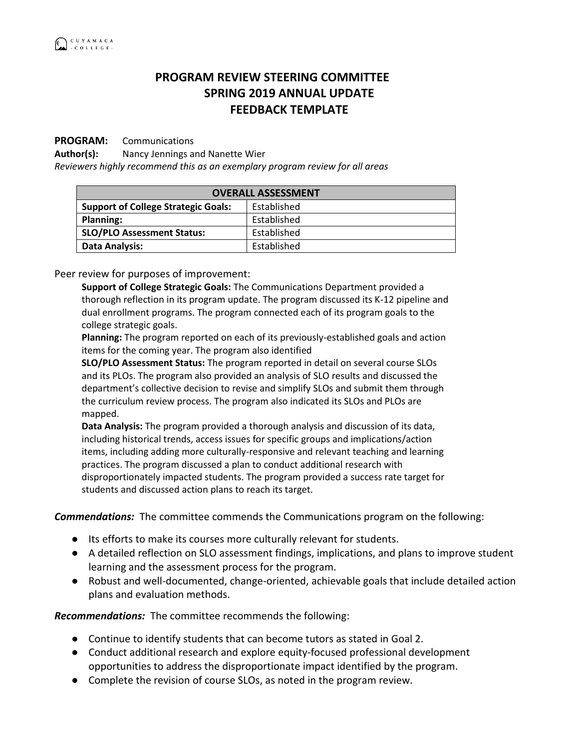# PROGRAM REVIEW STEERING COMMITTEE
# SPRING 2019 ANNUAL UPDATE
# FEEDBACK TEMPLATE

**PROGRAM:** Communications
**Author(s):** Nancy Jennings and Nanette Wier
*Reviewers highly recommend this as an exemplary program review for all areas*

| OVERALL ASSESSMENT | |
|---|---|
| **Support of College Strategic Goals:** | Established |
| **Planning:** | Established |
| **SLO/PLO Assessment Status:** | Established |
| **Data Analysis:** | Established |

Peer review for purposes of improvement:

**Support of College Strategic Goals:** The Communications Department provided a thorough reflection in its program update. The program discussed its K-12 pipeline and dual enrollment programs. The program connected each of its program goals to the college strategic goals.

**Planning:** The program reported on each of its previously-established goals and action items for the coming year. The program also identified

**SLO/PLO Assessment Status:** The program reported in detail on several course SLOs and its PLOs. The program also provided an analysis of SLO results and discussed the department's collective decision to revise and simplify SLOs and submit them through the curriculum review process. The program also indicated its SLOs and PLOs are mapped.

**Data Analysis:** The program provided a thorough analysis and discussion of its data, including historical trends, access issues for specific groups and implications/action items, including adding more culturally-responsive and relevant teaching and learning practices. The program discussed a plan to conduct additional research with disproportionately impacted students. The program provided a success rate target for students and discussed action plans to reach its target.

***Commendations:*** The committee commends the Communications program on the following:

- Its efforts to make its courses more culturally relevant for students.
- A detailed reflection on SLO assessment findings, implications, and plans to improve student learning and the assessment process for the program.
- Robust and well-documented, change-oriented, achievable goals that include detailed action plans and evaluation methods.

***Recommendations:*** The committee recommends the following:

- Continue to identify students that can become tutors as stated in Goal 2.
- Conduct additional research and explore equity-focused professional development opportunities to address the disproportionate impact identified by the program.
- Complete the revision of course SLOs, as noted in the program review.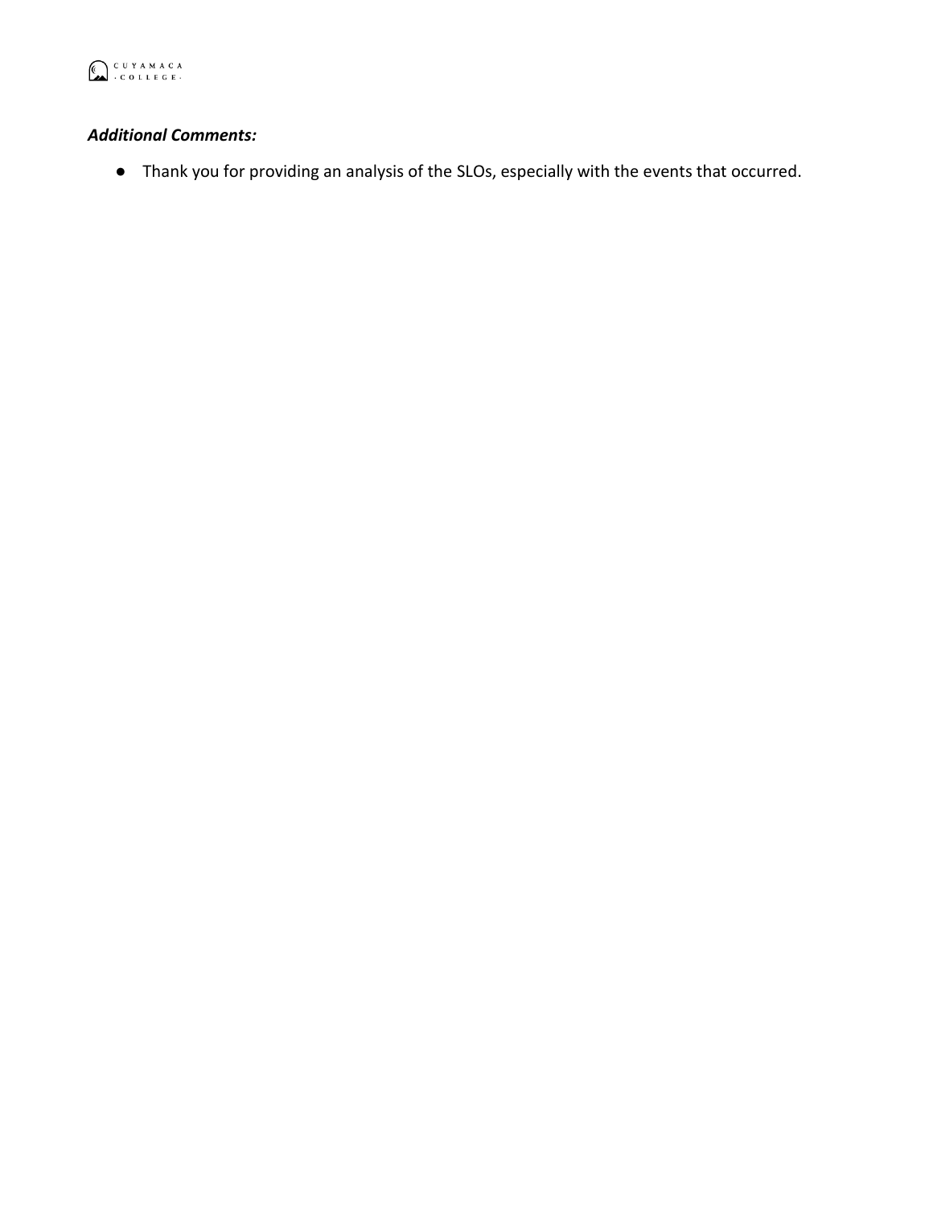***Additional Comments:***

- Thank you for providing an analysis of the SLOs, especially with the events that occurred.